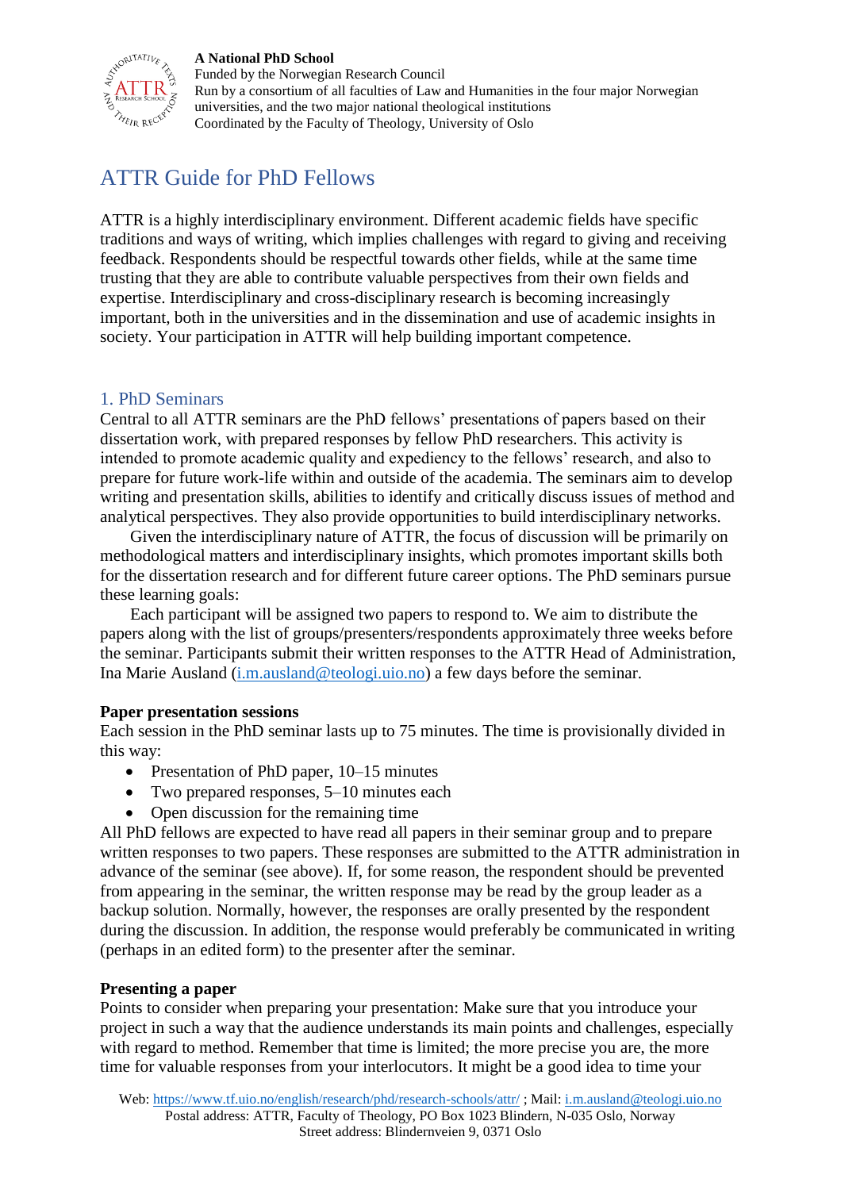**A National PhD School**
Funded by the Norwegian Research Council
Run by a consortium of all faculties of Law and Humanities in the four major Norwegian universities, and the two major national theological institutions
Coordinated by the Faculty of Theology, University of Oslo

# ATTR Guide for PhD Fellows

ATTR is a highly interdisciplinary environment. Different academic fields have specific traditions and ways of writing, which implies challenges with regard to giving and receiving feedback. Respondents should be respectful towards other fields, while at the same time trusting that they are able to contribute valuable perspectives from their own fields and expertise. Interdisciplinary and cross-disciplinary research is becoming increasingly important, both in the universities and in the dissemination and use of academic insights in society. Your participation in ATTR will help building important competence.

## 1. PhD Seminars

Central to all ATTR seminars are the PhD fellows' presentations of papers based on their dissertation work, with prepared responses by fellow PhD researchers. This activity is intended to promote academic quality and expediency to the fellows' research, and also to prepare for future work-life within and outside of the academia. The seminars aim to develop writing and presentation skills, abilities to identify and critically discuss issues of method and analytical perspectives. They also provide opportunities to build interdisciplinary networks.

Given the interdisciplinary nature of ATTR, the focus of discussion will be primarily on methodological matters and interdisciplinary insights, which promotes important skills both for the dissertation research and for different future career options. The PhD seminars pursue these learning goals:

Each participant will be assigned two papers to respond to. We aim to distribute the papers along with the list of groups/presenters/respondents approximately three weeks before the seminar. Participants submit their written responses to the ATTR Head of Administration, Ina Marie Ausland (i.m.ausland@teologi.uio.no) a few days before the seminar.

**Paper presentation sessions**

Each session in the PhD seminar lasts up to 75 minutes. The time is provisionally divided in this way:

- Presentation of PhD paper, 10–15 minutes
- Two prepared responses, 5–10 minutes each
- Open discussion for the remaining time

All PhD fellows are expected to have read all papers in their seminar group and to prepare written responses to two papers. These responses are submitted to the ATTR administration in advance of the seminar (see above). If, for some reason, the respondent should be prevented from appearing in the seminar, the written response may be read by the group leader as a backup solution. Normally, however, the responses are orally presented by the respondent during the discussion. In addition, the response would preferably be communicated in writing (perhaps in an edited form) to the presenter after the seminar.

**Presenting a paper**

Points to consider when preparing your presentation: Make sure that you introduce your project in such a way that the audience understands its main points and challenges, especially with regard to method. Remember that time is limited; the more precise you are, the more time for valuable responses from your interlocutors. It might be a good idea to time your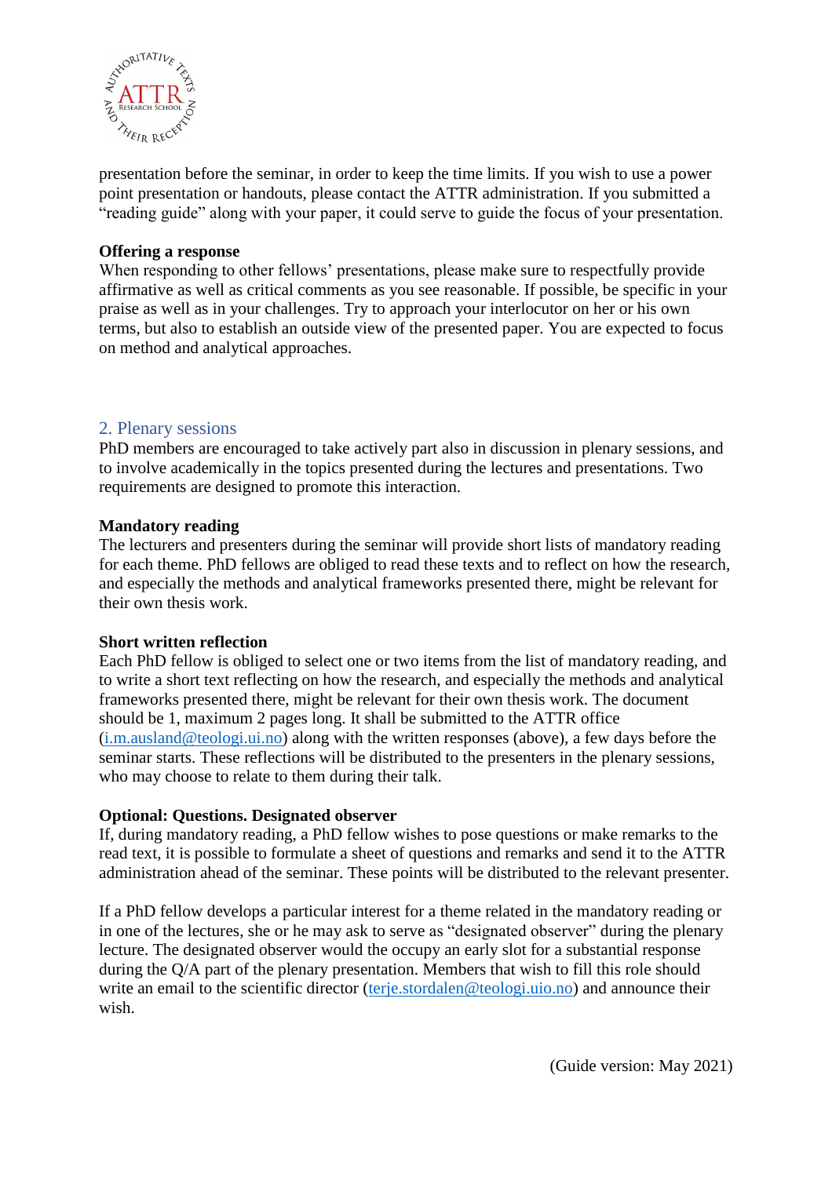presentation before the seminar, in order to keep the time limits. If you wish to use a power point presentation or handouts, please contact the ATTR administration. If you submitted a “reading guide” along with your paper, it could serve to guide the focus of your presentation.

**Offering a response**

When responding to other fellows’ presentations, please make sure to respectfully provide affirmative as well as critical comments as you see reasonable. If possible, be specific in your praise as well as in your challenges. Try to approach your interlocutor on her or his own terms, but also to establish an outside view of the presented paper. You are expected to focus on method and analytical approaches.

## 2. Plenary sessions

PhD members are encouraged to take actively part also in discussion in plenary sessions, and to involve academically in the topics presented during the lectures and presentations. Two requirements are designed to promote this interaction.

**Mandatory reading**

The lecturers and presenters during the seminar will provide short lists of mandatory reading for each theme. PhD fellows are obliged to read these texts and to reflect on how the research, and especially the methods and analytical frameworks presented there, might be relevant for their own thesis work.

**Short written reflection**

Each PhD fellow is obliged to select one or two items from the list of mandatory reading, and to write a short text reflecting on how the research, and especially the methods and analytical frameworks presented there, might be relevant for their own thesis work. The document should be 1, maximum 2 pages long. It shall be submitted to the ATTR office (i.m.ausland@teologi.ui.no) along with the written responses (above), a few days before the seminar starts. These reflections will be distributed to the presenters in the plenary sessions, who may choose to relate to them during their talk.

**Optional: Questions. Designated observer**

If, during mandatory reading, a PhD fellow wishes to pose questions or make remarks to the read text, it is possible to formulate a sheet of questions and remarks and send it to the ATTR administration ahead of the seminar. These points will be distributed to the relevant presenter.

If a PhD fellow develops a particular interest for a theme related in the mandatory reading or in one of the lectures, she or he may ask to serve as “designated observer” during the plenary lecture. The designated observer would the occupy an early slot for a substantial response during the Q/A part of the plenary presentation. Members that wish to fill this role should write an email to the scientific director (terje.stordalen@teologi.uio.no) and announce their wish.

(Guide version: May 2021)